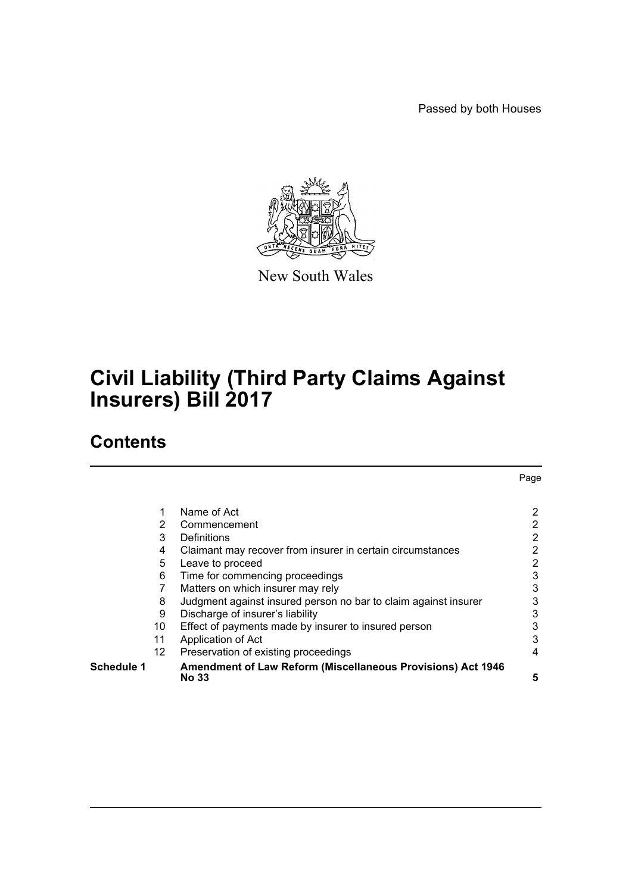Passed by both Houses

New South Wales

# Civil Liability (Third Party Claims Against Insurers) Bill 2017

## Contents

| | | | Page |
|---|---|---|---|
| | 1 | Name of Act | 2 |
| | 2 | Commencement | 2 |
| | 3 | Definitions | 2 |
| | 4 | Claimant may recover from insurer in certain circumstances | 2 |
| | 5 | Leave to proceed | 2 |
| | 6 | Time for commencing proceedings | 3 |
| | 7 | Matters on which insurer may rely | 3 |
| | 8 | Judgment against insured person no bar to claim against insurer | 3 |
| | 9 | Discharge of insurer's liability | 3 |
| | 10 | Effect of payments made by insurer to insured person | 3 |
| | 11 | Application of Act | 3 |
| | 12 | Preservation of existing proceedings | 4 |
| **Schedule 1** | | **Amendment of Law Reform (Miscellaneous Provisions) Act 1946 No 33** | **5** |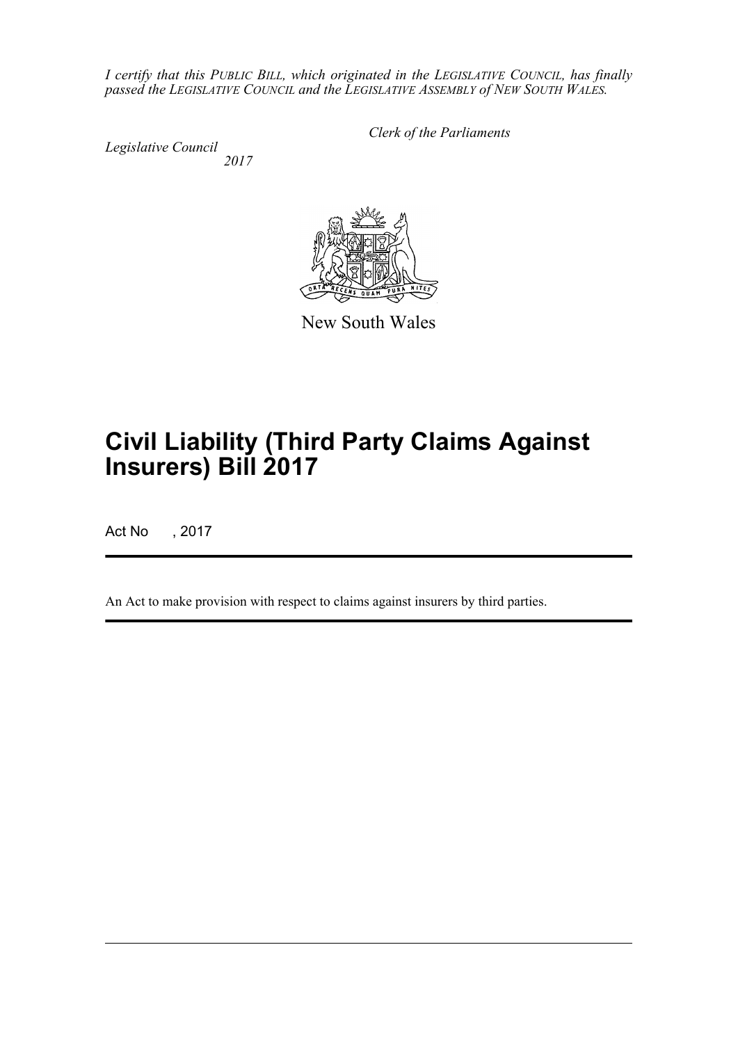*I certify that this PUBLIC BILL, which originated in the LEGISLATIVE COUNCIL, has finally passed the LEGISLATIVE COUNCIL and the LEGISLATIVE ASSEMBLY of NEW SOUTH WALES.*

*Clerk of the Parliaments*

*Legislative Council*
*2017*

New South Wales

# Civil Liability (Third Party Claims Against Insurers) Bill 2017

Act No , 2017

An Act to make provision with respect to claims against insurers by third parties.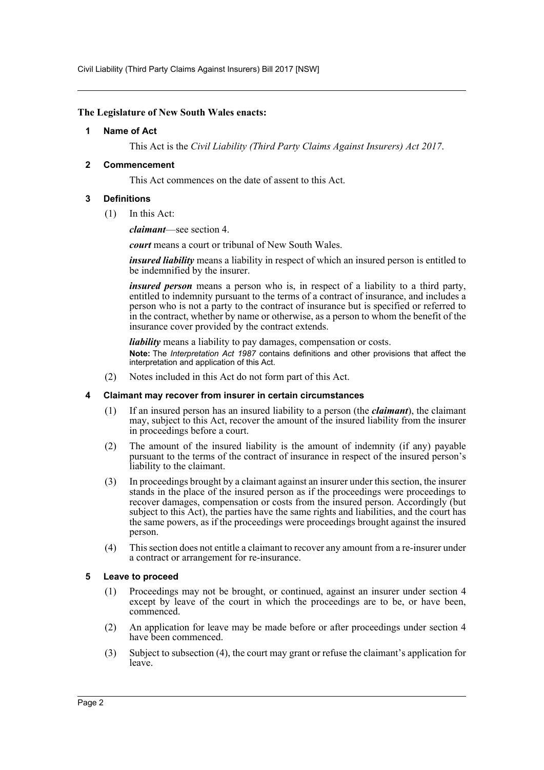**The Legislature of New South Wales enacts:**

## 1 Name of Act

This Act is the *Civil Liability (Third Party Claims Against Insurers) Act 2017*.

## 2 Commencement

This Act commences on the date of assent to this Act.

## 3 Definitions

(1) In this Act:

***claimant***—see section 4.

***court*** means a court or tribunal of New South Wales.

***insured liability*** means a liability in respect of which an insured person is entitled to be indemnified by the insurer.

***insured person*** means a person who is, in respect of a liability to a third party, entitled to indemnity pursuant to the terms of a contract of insurance, and includes a person who is not a party to the contract of insurance but is specified or referred to in the contract, whether by name or otherwise, as a person to whom the benefit of the insurance cover provided by the contract extends.

***liability*** means a liability to pay damages, compensation or costs.

**Note:** The *Interpretation Act 1987* contains definitions and other provisions that affect the interpretation and application of this Act.

(2) Notes included in this Act do not form part of this Act.

## 4 Claimant may recover from insurer in certain circumstances

(1) If an insured person has an insured liability to a person (the ***claimant***), the claimant may, subject to this Act, recover the amount of the insured liability from the insurer in proceedings before a court.

(2) The amount of the insured liability is the amount of indemnity (if any) payable pursuant to the terms of the contract of insurance in respect of the insured person's liability to the claimant.

(3) In proceedings brought by a claimant against an insurer under this section, the insurer stands in the place of the insured person as if the proceedings were proceedings to recover damages, compensation or costs from the insured person. Accordingly (but subject to this Act), the parties have the same rights and liabilities, and the court has the same powers, as if the proceedings were proceedings brought against the insured person.

(4) This section does not entitle a claimant to recover any amount from a re-insurer under a contract or arrangement for re-insurance.

## 5 Leave to proceed

(1) Proceedings may not be brought, or continued, against an insurer under section 4 except by leave of the court in which the proceedings are to be, or have been, commenced.

(2) An application for leave may be made before or after proceedings under section 4 have been commenced.

(3) Subject to subsection (4), the court may grant or refuse the claimant's application for leave.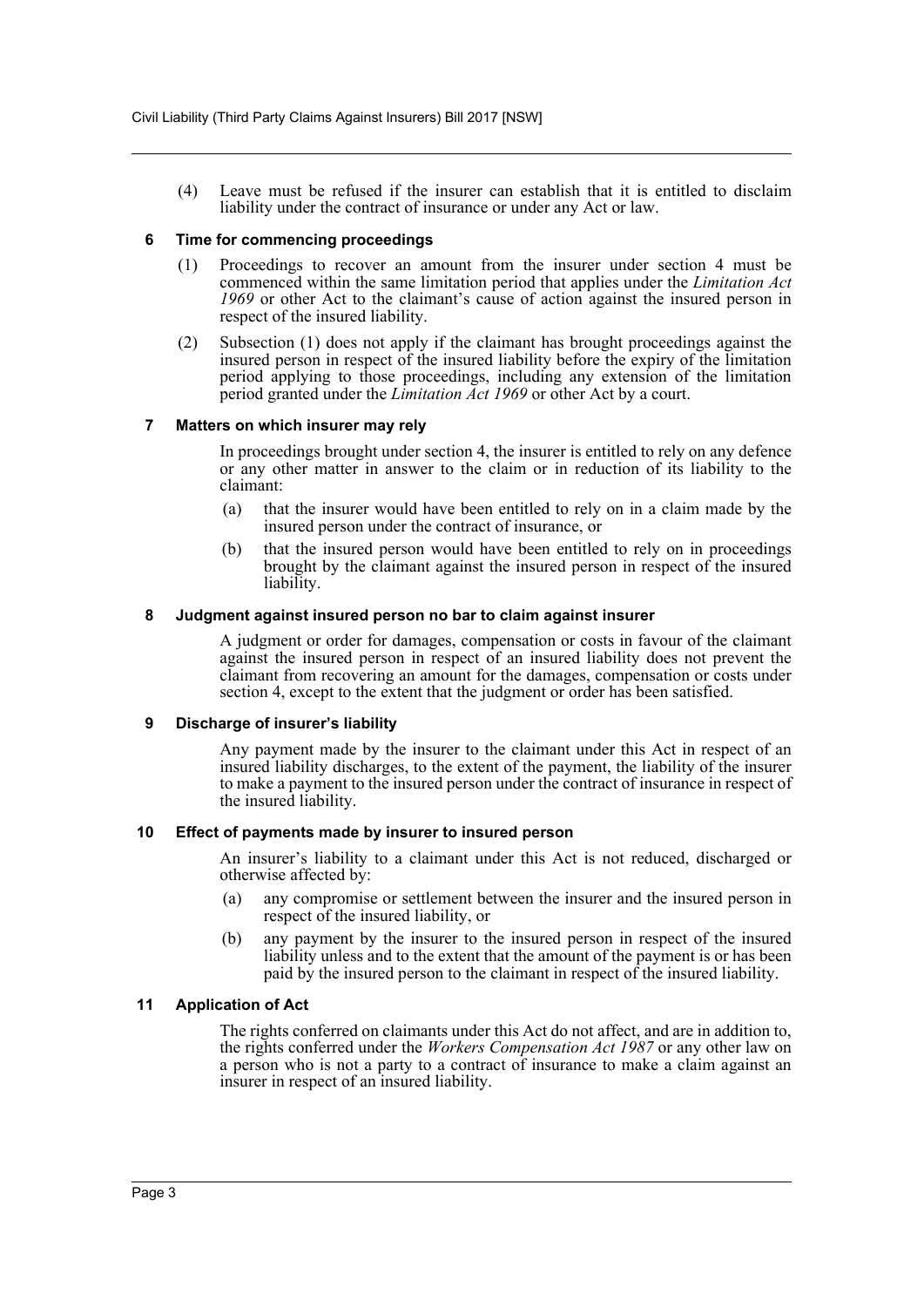(4) Leave must be refused if the insurer can establish that it is entitled to disclaim liability under the contract of insurance or under any Act or law.

### 6 Time for commencing proceedings

(1) Proceedings to recover an amount from the insurer under section 4 must be commenced within the same limitation period that applies under the *Limitation Act 1969* or other Act to the claimant's cause of action against the insured person in respect of the insured liability.

(2) Subsection (1) does not apply if the claimant has brought proceedings against the insured person in respect of the insured liability before the expiry of the limitation period applying to those proceedings, including any extension of the limitation period granted under the *Limitation Act 1969* or other Act by a court.

### 7 Matters on which insurer may rely

In proceedings brought under section 4, the insurer is entitled to rely on any defence or any other matter in answer to the claim or in reduction of its liability to the claimant:

(a) that the insurer would have been entitled to rely on in a claim made by the insured person under the contract of insurance, or

(b) that the insured person would have been entitled to rely on in proceedings brought by the claimant against the insured person in respect of the insured liability.

### 8 Judgment against insured person no bar to claim against insurer

A judgment or order for damages, compensation or costs in favour of the claimant against the insured person in respect of an insured liability does not prevent the claimant from recovering an amount for the damages, compensation or costs under section 4, except to the extent that the judgment or order has been satisfied.

### 9 Discharge of insurer's liability

Any payment made by the insurer to the claimant under this Act in respect of an insured liability discharges, to the extent of the payment, the liability of the insurer to make a payment to the insured person under the contract of insurance in respect of the insured liability.

### 10 Effect of payments made by insurer to insured person

An insurer's liability to a claimant under this Act is not reduced, discharged or otherwise affected by:

(a) any compromise or settlement between the insurer and the insured person in respect of the insured liability, or

(b) any payment by the insurer to the insured person in respect of the insured liability unless and to the extent that the amount of the payment is or has been paid by the insured person to the claimant in respect of the insured liability.

### 11 Application of Act

The rights conferred on claimants under this Act do not affect, and are in addition to, the rights conferred under the *Workers Compensation Act 1987* or any other law on a person who is not a party to a contract of insurance to make a claim against an insurer in respect of an insured liability.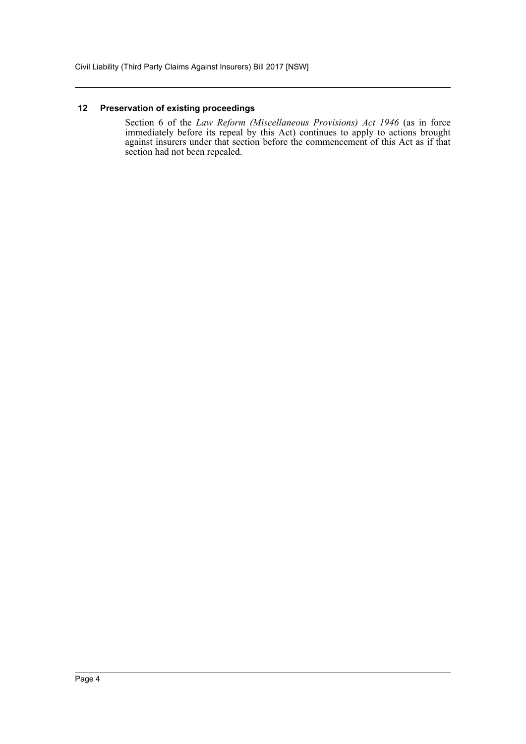### 12 Preservation of existing proceedings

Section 6 of the *Law Reform (Miscellaneous Provisions) Act 1946* (as in force immediately before its repeal by this Act) continues to apply to actions brought against insurers under that section before the commencement of this Act as if that section had not been repealed.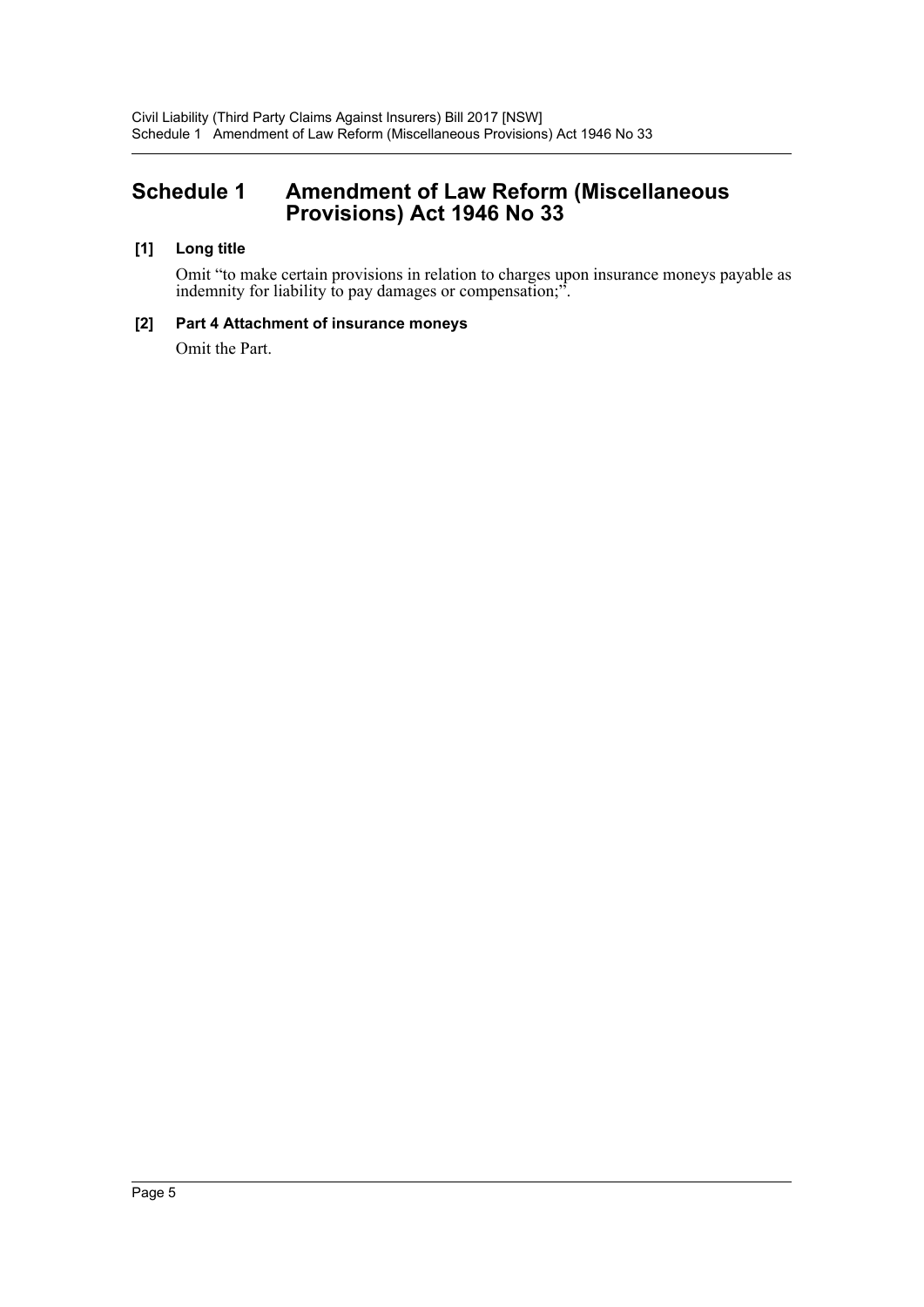# Schedule 1 Amendment of Law Reform (Miscellaneous Provisions) Act 1946 No 33

**[1] Long title**

Omit "to make certain provisions in relation to charges upon insurance moneys payable as indemnity for liability to pay damages or compensation;".

**[2] Part 4 Attachment of insurance moneys**

Omit the Part.